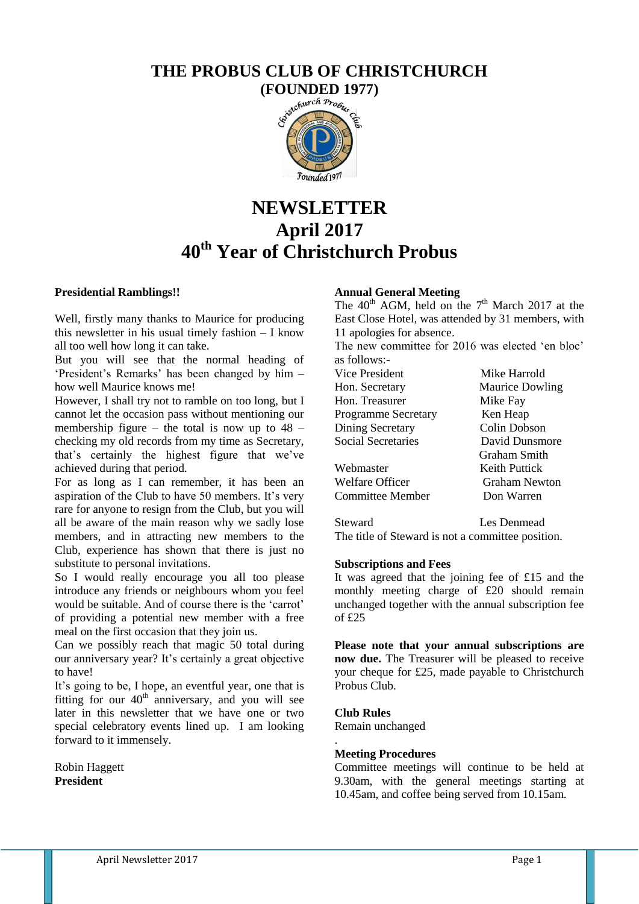# THE PROBUS CLUB OF CHRISTCHURCH

## (FOUNDED 1977)

# NEWSLETTER
# April 2017
# 40th Year of Christchurch Probus

**Presidential Ramblings!!**

Well, firstly many thanks to Maurice for producing this newsletter in his usual timely fashion – I know all too well how long it can take.

But you will see that the normal heading of 'President's Remarks' has been changed by him – how well Maurice knows me!

However, I shall try not to ramble on too long, but I cannot let the occasion pass without mentioning our membership figure – the total is now up to 48 – checking my old records from my time as Secretary, that's certainly the highest figure that we've achieved during that period.

For as long as I can remember, it has been an aspiration of the Club to have 50 members. It's very rare for anyone to resign from the Club, but you will all be aware of the main reason why we sadly lose members, and in attracting new members to the Club, experience has shown that there is just no substitute to personal invitations.

So I would really encourage you all too please introduce any friends or neighbours whom you feel would be suitable. And of course there is the 'carrot' of providing a potential new member with a free meal on the first occasion that they join us.

Can we possibly reach that magic 50 total during our anniversary year? It's certainly a great objective to have!

It's going to be, I hope, an eventful year, one that is fitting for our 40th anniversary, and you will see later in this newsletter that we have one or two special celebratory events lined up. I am looking forward to it immensely.

Robin Haggett
**President**

**Annual General Meeting**

The 40th AGM, held on the 7th March 2017 at the East Close Hotel, was attended by 31 members, with 11 apologies for absence.

The new committee for 2016 was elected 'en bloc' as follows:-

| | |
|---|---|
| Vice President | Mike Harrold |
| Hon. Secretary | Maurice Dowling |
| Hon. Treasurer | Mike Fay |
| Programme Secretary | Ken Heap |
| Dining Secretary | Colin Dobson |
| Social Secretaries | David Dunsmore |
| | Graham Smith |
| Webmaster | Keith Puttick |
| Welfare Officer | Graham Newton |
| Committee Member | Don Warren |

| | |
|---|---|
| Steward | Les Denmead |

The title of Steward is not a committee position.

**Subscriptions and Fees**

It was agreed that the joining fee of £15 and the monthly meeting charge of £20 should remain unchanged together with the annual subscription fee of £25

**Please note that your annual subscriptions are now due.** The Treasurer will be pleased to receive your cheque for £25, made payable to Christchurch Probus Club.

**Club Rules**

Remain unchanged

**Meeting Procedures**

Committee meetings will continue to be held at 9.30am, with the general meetings starting at 10.45am, and coffee being served from 10.15am.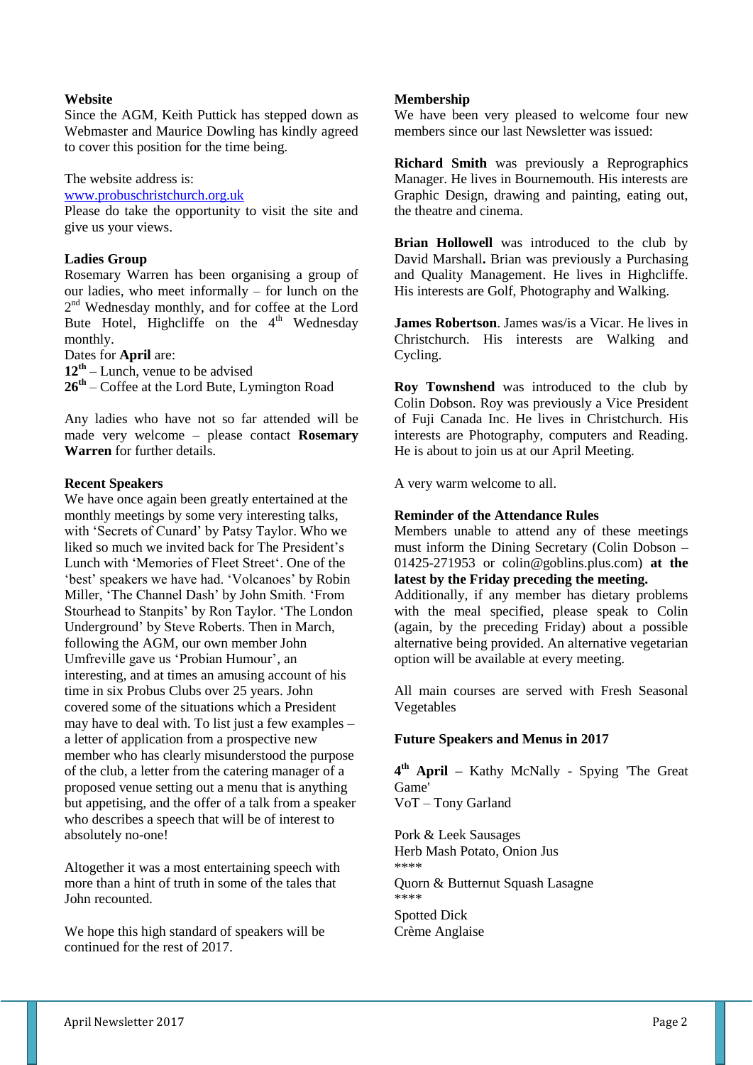**Website**

Since the AGM, Keith Puttick has stepped down as Webmaster and Maurice Dowling has kindly agreed to cover this position for the time being.

The website address is:
www.probuschristchurch.org.uk
Please do take the opportunity to visit the site and give us your views.

**Ladies Group**

Rosemary Warren has been organising a group of our ladies, who meet informally – for lunch on the 2nd Wednesday monthly, and for coffee at the Lord Bute Hotel, Highcliffe on the 4th Wednesday monthly.
Dates for **April** are:
**12th** – Lunch, venue to be advised
**26th** – Coffee at the Lord Bute, Lymington Road

Any ladies who have not so far attended will be made very welcome – please contact **Rosemary Warren** for further details.

**Recent Speakers**

We have once again been greatly entertained at the monthly meetings by some very interesting talks, with 'Secrets of Cunard' by Patsy Taylor. Who we liked so much we invited back for The President's Lunch with 'Memories of Fleet Street'. One of the 'best' speakers we have had. 'Volcanoes' by Robin Miller, 'The Channel Dash' by John Smith. 'From Stourhead to Stanpits' by Ron Taylor. 'The London Underground' by Steve Roberts. Then in March, following the AGM, our own member John Umfreville gave us 'Probian Humour', an interesting, and at times an amusing account of his time in six Probus Clubs over 25 years. John covered some of the situations which a President may have to deal with. To list just a few examples – a letter of application from a prospective new member who has clearly misunderstood the purpose of the club, a letter from the catering manager of a proposed venue setting out a menu that is anything but appetising, and the offer of a talk from a speaker who describes a speech that will be of interest to absolutely no-one!

Altogether it was a most entertaining speech with more than a hint of truth in some of the tales that John recounted.

We hope this high standard of speakers will be continued for the rest of 2017.

**Membership**

We have been very pleased to welcome four new members since our last Newsletter was issued:

**Richard Smith** was previously a Reprographics Manager. He lives in Bournemouth. His interests are Graphic Design, drawing and painting, eating out, the theatre and cinema.

**Brian Hollowell** was introduced to the club by David Marshall**.** Brian was previously a Purchasing and Quality Management. He lives in Highcliffe. His interests are Golf, Photography and Walking.

**James Robertson**. James was/is a Vicar. He lives in Christchurch. His interests are Walking and Cycling.

**Roy Townshend** was introduced to the club by Colin Dobson. Roy was previously a Vice President of Fuji Canada Inc. He lives in Christchurch. His interests are Photography, computers and Reading. He is about to join us at our April Meeting.

A very warm welcome to all.

**Reminder of the Attendance Rules**

Members unable to attend any of these meetings must inform the Dining Secretary (Colin Dobson – 01425-271953 or colin@goblins.plus.com) **at the latest by the Friday preceding the meeting.** Additionally, if any member has dietary problems with the meal specified, please speak to Colin (again, by the preceding Friday) about a possible alternative being provided. An alternative vegetarian option will be available at every meeting.

All main courses are served with Fresh Seasonal Vegetables

**Future Speakers and Menus in 2017**

**4th April –** Kathy McNally - Spying 'The Great Game'
VoT – Tony Garland

Pork & Leek Sausages
Herb Mash Potato, Onion Jus
****
Quorn & Butternut Squash Lasagne
****
Spotted Dick
Crème Anglaise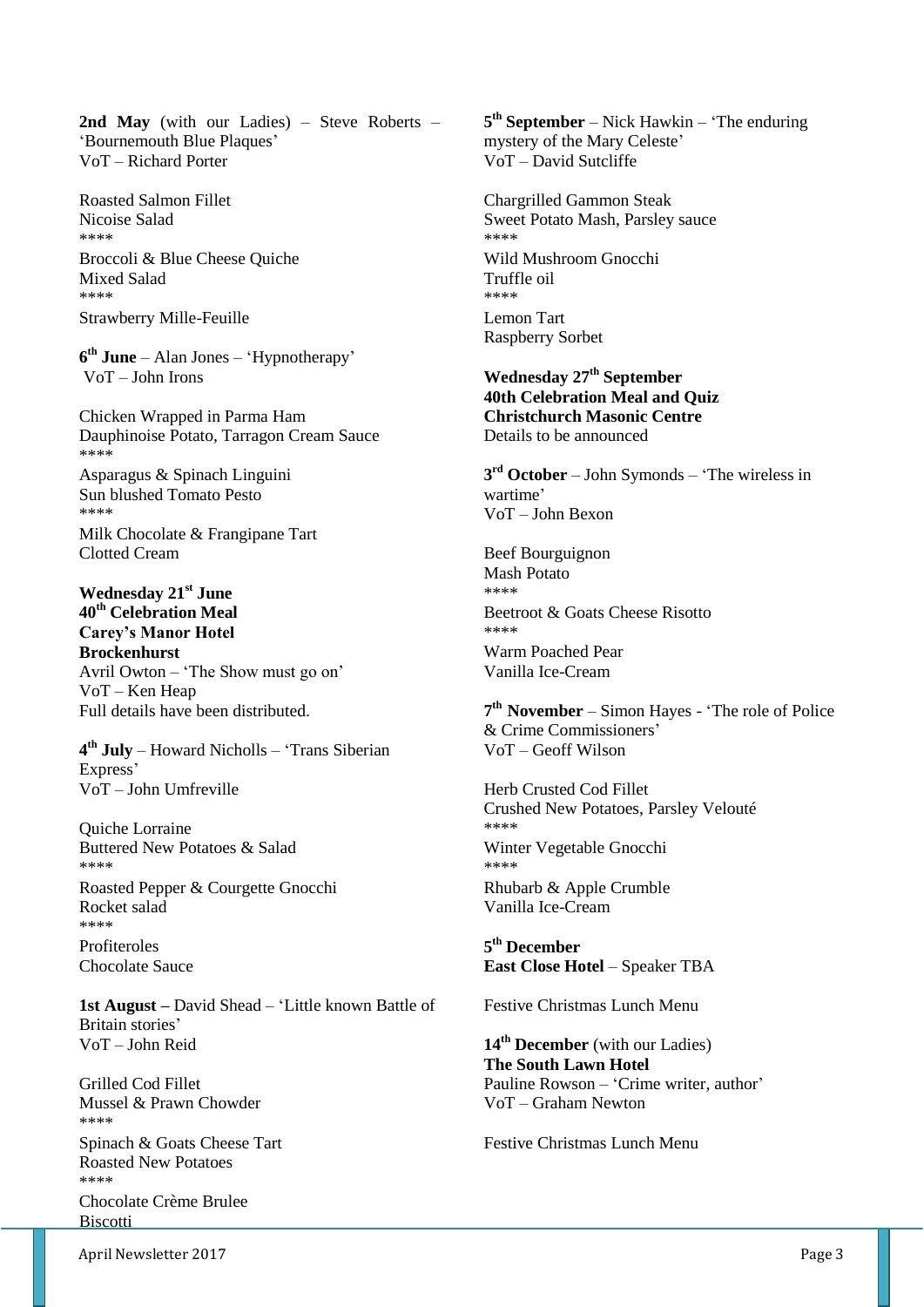**2nd May** (with our Ladies) – Steve Roberts – 'Bournemouth Blue Plaques'
VoT – Richard Porter

Roasted Salmon Fillet
Nicoise Salad
****
Broccoli & Blue Cheese Quiche
Mixed Salad
****
Strawberry Mille-Feuille

**6th June** – Alan Jones – 'Hypnotherapy'
VoT – John Irons

Chicken Wrapped in Parma Ham
Dauphinoise Potato, Tarragon Cream Sauce
****
Asparagus & Spinach Linguini
Sun blushed Tomato Pesto
****
Milk Chocolate & Frangipane Tart
Clotted Cream

**Wednesday 21st June**
**40th Celebration Meal**
**Carey's Manor Hotel**
**Brockenhurst**
Avril Owton – 'The Show must go on'
VoT – Ken Heap
Full details have been distributed.

**4th July** – Howard Nicholls – 'Trans Siberian Express'
VoT – John Umfreville

Quiche Lorraine
Buttered New Potatoes & Salad
****
Roasted Pepper & Courgette Gnocchi
Rocket salad
****
Profiteroles
Chocolate Sauce

**1st August –** David Shead – 'Little known Battle of Britain stories'
VoT – John Reid

Grilled Cod Fillet
Mussel & Prawn Chowder
****
Spinach & Goats Cheese Tart
Roasted New Potatoes
****
Chocolate Crème Brulee
Biscotti

**5th September** – Nick Hawkin – 'The enduring mystery of the Mary Celeste'
VoT – David Sutcliffe

Chargrilled Gammon Steak
Sweet Potato Mash, Parsley sauce
****
Wild Mushroom Gnocchi
Truffle oil
****
Lemon Tart
Raspberry Sorbet

**Wednesday 27th September**
**40th Celebration Meal and Quiz**
**Christchurch Masonic Centre**
Details to be announced

**3rd October** – John Symonds – 'The wireless in wartime'
VoT – John Bexon

Beef Bourguignon
Mash Potato
****
Beetroot & Goats Cheese Risotto
****
Warm Poached Pear
Vanilla Ice-Cream

**7th November** – Simon Hayes - 'The role of Police & Crime Commissioners'
VoT – Geoff Wilson

Herb Crusted Cod Fillet
Crushed New Potatoes, Parsley Velouté
****
Winter Vegetable Gnocchi
****
Rhubarb & Apple Crumble
Vanilla Ice-Cream

**5th December**
**East Close Hotel** – Speaker TBA

Festive Christmas Lunch Menu

**14th December** (with our Ladies)
**The South Lawn Hotel**
Pauline Rowson – 'Crime writer, author'
VoT – Graham Newton

Festive Christmas Lunch Menu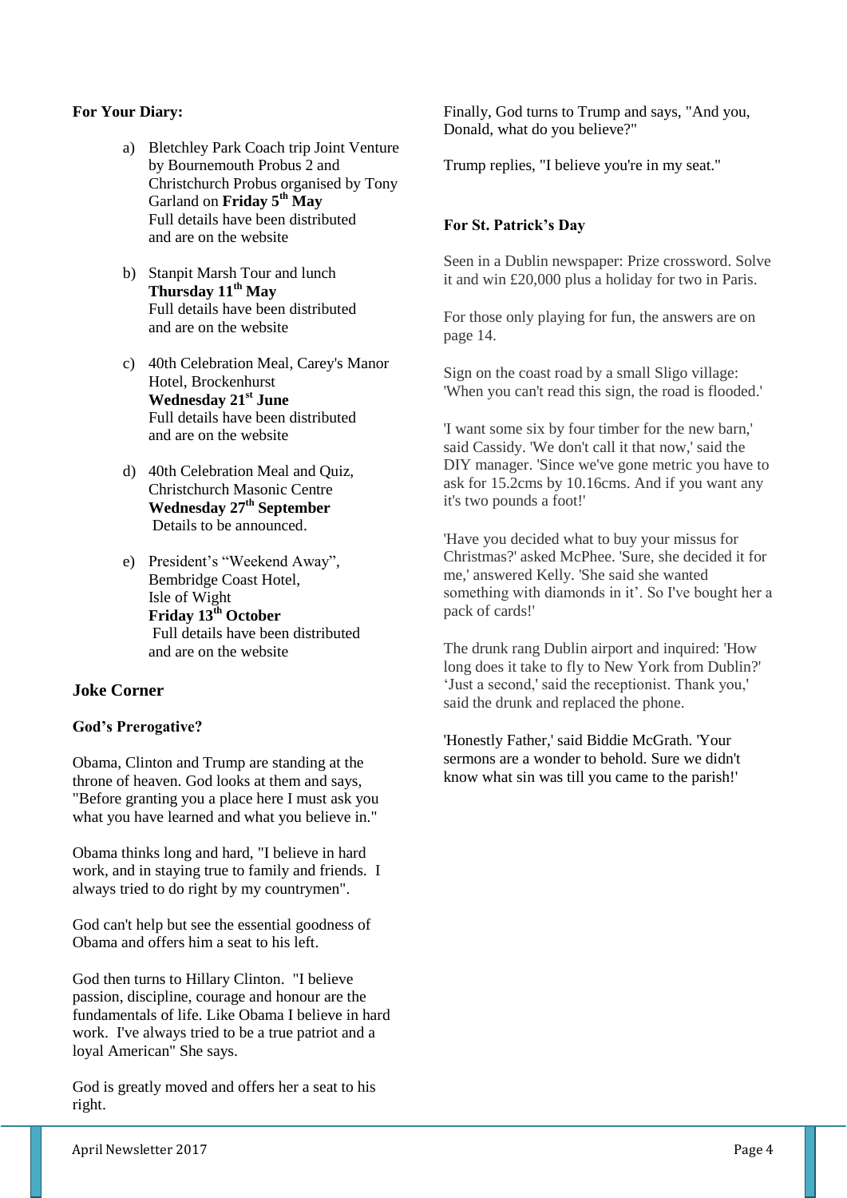**For Your Diary:**

a) Bletchley Park Coach trip Joint Venture by Bournemouth Probus 2 and Christchurch Probus organised by Tony Garland on **Friday 5th May**
Full details have been distributed and are on the website

b) Stanpit Marsh Tour and lunch
**Thursday 11th May**
Full details have been distributed and are on the website

c) 40th Celebration Meal, Carey's Manor Hotel, Brockenhurst
**Wednesday 21st June**
Full details have been distributed and are on the website

d) 40th Celebration Meal and Quiz, Christchurch Masonic Centre
**Wednesday 27th September**
Details to be announced.

e) President's "Weekend Away", Bembridge Coast Hotel, Isle of Wight
**Friday 13th October**
Full details have been distributed and are on the website

## Joke Corner

**God's Prerogative?**

Obama, Clinton and Trump are standing at the throne of heaven. God looks at them and says, "Before granting you a place here I must ask you what you have learned and what you believe in."

Obama thinks long and hard, "I believe in hard work, and in staying true to family and friends. I always tried to do right by my countrymen".

God can't help but see the essential goodness of Obama and offers him a seat to his left.

God then turns to Hillary Clinton. "I believe passion, discipline, courage and honour are the fundamentals of life. Like Obama I believe in hard work. I've always tried to be a true patriot and a loyal American" She says.

God is greatly moved and offers her a seat to his right.

Finally, God turns to Trump and says, "And you, Donald, what do you believe?"

Trump replies, "I believe you're in my seat."

**For St. Patrick's Day**

Seen in a Dublin newspaper: Prize crossword. Solve it and win £20,000 plus a holiday for two in Paris.

For those only playing for fun, the answers are on page 14.

Sign on the coast road by a small Sligo village: 'When you can't read this sign, the road is flooded.'

'I want some six by four timber for the new barn,' said Cassidy. 'We don't call it that now,' said the DIY manager. 'Since we've gone metric you have to ask for 15.2cms by 10.16cms. And if you want any it's two pounds a foot!'

'Have you decided what to buy your missus for Christmas?' asked McPhee. 'Sure, she decided it for me,' answered Kelly. 'She said she wanted something with diamonds in it'. So I've bought her a pack of cards!'

The drunk rang Dublin airport and inquired: 'How long does it take to fly to New York from Dublin?' 'Just a second,' said the receptionist. Thank you,' said the drunk and replaced the phone.

'Honestly Father,' said Biddie McGrath. 'Your sermons are a wonder to behold. Sure we didn't know what sin was till you came to the parish!'